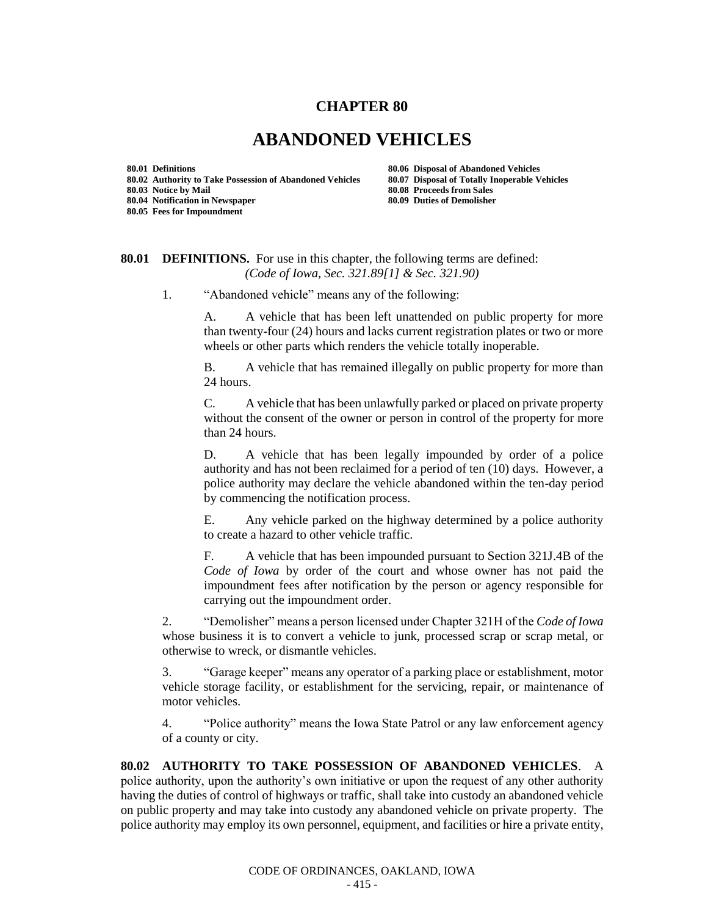# CHAPTER 80

# ABANDONED VEHICLES

**80.01 Definitions**
**80.02 Authority to Take Possession of Abandoned Vehicles**
**80.03 Notice by Mail**
**80.04 Notification in Newspaper**
**80.05 Fees for Impoundment**
**80.06 Disposal of Abandoned Vehicles**
**80.07 Disposal of Totally Inoperable Vehicles**
**80.08 Proceeds from Sales**
**80.09 Duties of Demolisher**

**80.01 DEFINITIONS.** For use in this chapter, the following terms are defined:
*(Code of Iowa, Sec. 321.89[1] & Sec. 321.90)*

1. "Abandoned vehicle" means any of the following:

   A. A vehicle that has been left unattended on public property for more than twenty-four (24) hours and lacks current registration plates or two or more wheels or other parts which renders the vehicle totally inoperable.

   B. A vehicle that has remained illegally on public property for more than 24 hours.

   C. A vehicle that has been unlawfully parked or placed on private property without the consent of the owner or person in control of the property for more than 24 hours.

   D. A vehicle that has been legally impounded by order of a police authority and has not been reclaimed for a period of ten (10) days. However, a police authority may declare the vehicle abandoned within the ten-day period by commencing the notification process.

   E. Any vehicle parked on the highway determined by a police authority to create a hazard to other vehicle traffic.

   F. A vehicle that has been impounded pursuant to Section 321J.4B of the *Code of Iowa* by order of the court and whose owner has not paid the impoundment fees after notification by the person or agency responsible for carrying out the impoundment order.

2. "Demolisher" means a person licensed under Chapter 321H of the *Code of Iowa* whose business it is to convert a vehicle to junk, processed scrap or scrap metal, or otherwise to wreck, or dismantle vehicles.

3. "Garage keeper" means any operator of a parking place or establishment, motor vehicle storage facility, or establishment for the servicing, repair, or maintenance of motor vehicles.

4. "Police authority" means the Iowa State Patrol or any law enforcement agency of a county or city.

**80.02 AUTHORITY TO TAKE POSSESSION OF ABANDONED VEHICLES**. A police authority, upon the authority's own initiative or upon the request of any other authority having the duties of control of highways or traffic, shall take into custody an abandoned vehicle on public property and may take into custody any abandoned vehicle on private property. The police authority may employ its own personnel, equipment, and facilities or hire a private entity,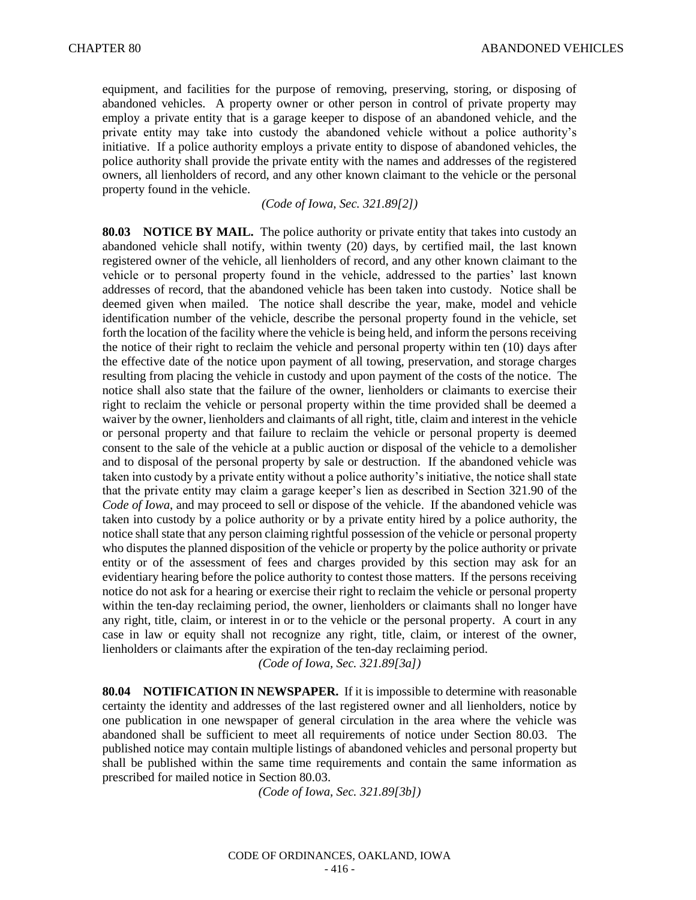equipment, and facilities for the purpose of removing, preserving, storing, or disposing of abandoned vehicles. A property owner or other person in control of private property may employ a private entity that is a garage keeper to dispose of an abandoned vehicle, and the private entity may take into custody the abandoned vehicle without a police authority's initiative. If a police authority employs a private entity to dispose of abandoned vehicles, the police authority shall provide the private entity with the names and addresses of the registered owners, all lienholders of record, and any other known claimant to the vehicle or the personal property found in the vehicle.

*(Code of Iowa, Sec. 321.89[2])*

**80.03 NOTICE BY MAIL.** The police authority or private entity that takes into custody an abandoned vehicle shall notify, within twenty (20) days, by certified mail, the last known registered owner of the vehicle, all lienholders of record, and any other known claimant to the vehicle or to personal property found in the vehicle, addressed to the parties' last known addresses of record, that the abandoned vehicle has been taken into custody. Notice shall be deemed given when mailed. The notice shall describe the year, make, model and vehicle identification number of the vehicle, describe the personal property found in the vehicle, set forth the location of the facility where the vehicle is being held, and inform the persons receiving the notice of their right to reclaim the vehicle and personal property within ten (10) days after the effective date of the notice upon payment of all towing, preservation, and storage charges resulting from placing the vehicle in custody and upon payment of the costs of the notice. The notice shall also state that the failure of the owner, lienholders or claimants to exercise their right to reclaim the vehicle or personal property within the time provided shall be deemed a waiver by the owner, lienholders and claimants of all right, title, claim and interest in the vehicle or personal property and that failure to reclaim the vehicle or personal property is deemed consent to the sale of the vehicle at a public auction or disposal of the vehicle to a demolisher and to disposal of the personal property by sale or destruction. If the abandoned vehicle was taken into custody by a private entity without a police authority's initiative, the notice shall state that the private entity may claim a garage keeper's lien as described in Section 321.90 of the *Code of Iowa*, and may proceed to sell or dispose of the vehicle. If the abandoned vehicle was taken into custody by a police authority or by a private entity hired by a police authority, the notice shall state that any person claiming rightful possession of the vehicle or personal property who disputes the planned disposition of the vehicle or property by the police authority or private entity or of the assessment of fees and charges provided by this section may ask for an evidentiary hearing before the police authority to contest those matters. If the persons receiving notice do not ask for a hearing or exercise their right to reclaim the vehicle or personal property within the ten-day reclaiming period, the owner, lienholders or claimants shall no longer have any right, title, claim, or interest in or to the vehicle or the personal property. A court in any case in law or equity shall not recognize any right, title, claim, or interest of the owner, lienholders or claimants after the expiration of the ten-day reclaiming period.

*(Code of Iowa, Sec. 321.89[3a])*

**80.04 NOTIFICATION IN NEWSPAPER.** If it is impossible to determine with reasonable certainty the identity and addresses of the last registered owner and all lienholders, notice by one publication in one newspaper of general circulation in the area where the vehicle was abandoned shall be sufficient to meet all requirements of notice under Section 80.03. The published notice may contain multiple listings of abandoned vehicles and personal property but shall be published within the same time requirements and contain the same information as prescribed for mailed notice in Section 80.03.

*(Code of Iowa, Sec. 321.89[3b])*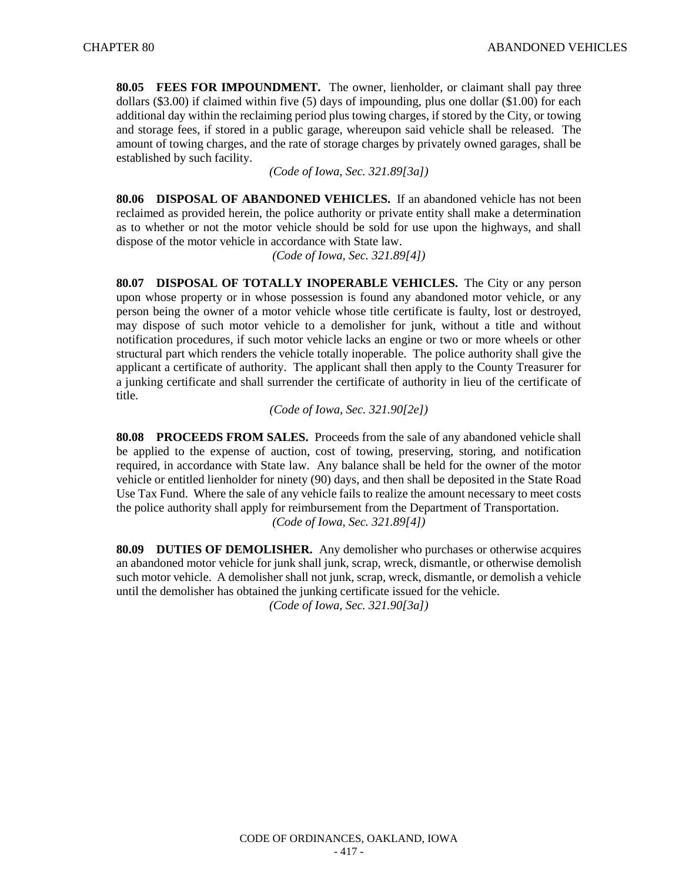**80.05 FEES FOR IMPOUNDMENT.** The owner, lienholder, or claimant shall pay three dollars ($3.00) if claimed within five (5) days of impounding, plus one dollar ($1.00) for each additional day within the reclaiming period plus towing charges, if stored by the City, or towing and storage fees, if stored in a public garage, whereupon said vehicle shall be released. The amount of towing charges, and the rate of storage charges by privately owned garages, shall be established by such facility.

*(Code of Iowa, Sec. 321.89[3a])*

**80.06 DISPOSAL OF ABANDONED VEHICLES.** If an abandoned vehicle has not been reclaimed as provided herein, the police authority or private entity shall make a determination as to whether or not the motor vehicle should be sold for use upon the highways, and shall dispose of the motor vehicle in accordance with State law.

*(Code of Iowa, Sec. 321.89[4])*

**80.07 DISPOSAL OF TOTALLY INOPERABLE VEHICLES.** The City or any person upon whose property or in whose possession is found any abandoned motor vehicle, or any person being the owner of a motor vehicle whose title certificate is faulty, lost or destroyed, may dispose of such motor vehicle to a demolisher for junk, without a title and without notification procedures, if such motor vehicle lacks an engine or two or more wheels or other structural part which renders the vehicle totally inoperable. The police authority shall give the applicant a certificate of authority. The applicant shall then apply to the County Treasurer for a junking certificate and shall surrender the certificate of authority in lieu of the certificate of title.

*(Code of Iowa, Sec. 321.90[2e])*

**80.08 PROCEEDS FROM SALES.** Proceeds from the sale of any abandoned vehicle shall be applied to the expense of auction, cost of towing, preserving, storing, and notification required, in accordance with State law. Any balance shall be held for the owner of the motor vehicle or entitled lienholder for ninety (90) days, and then shall be deposited in the State Road Use Tax Fund. Where the sale of any vehicle fails to realize the amount necessary to meet costs the police authority shall apply for reimbursement from the Department of Transportation.

*(Code of Iowa, Sec. 321.89[4])*

**80.09 DUTIES OF DEMOLISHER.** Any demolisher who purchases or otherwise acquires an abandoned motor vehicle for junk shall junk, scrap, wreck, dismantle, or otherwise demolish such motor vehicle. A demolisher shall not junk, scrap, wreck, dismantle, or demolish a vehicle until the demolisher has obtained the junking certificate issued for the vehicle.

*(Code of Iowa, Sec. 321.90[3a])*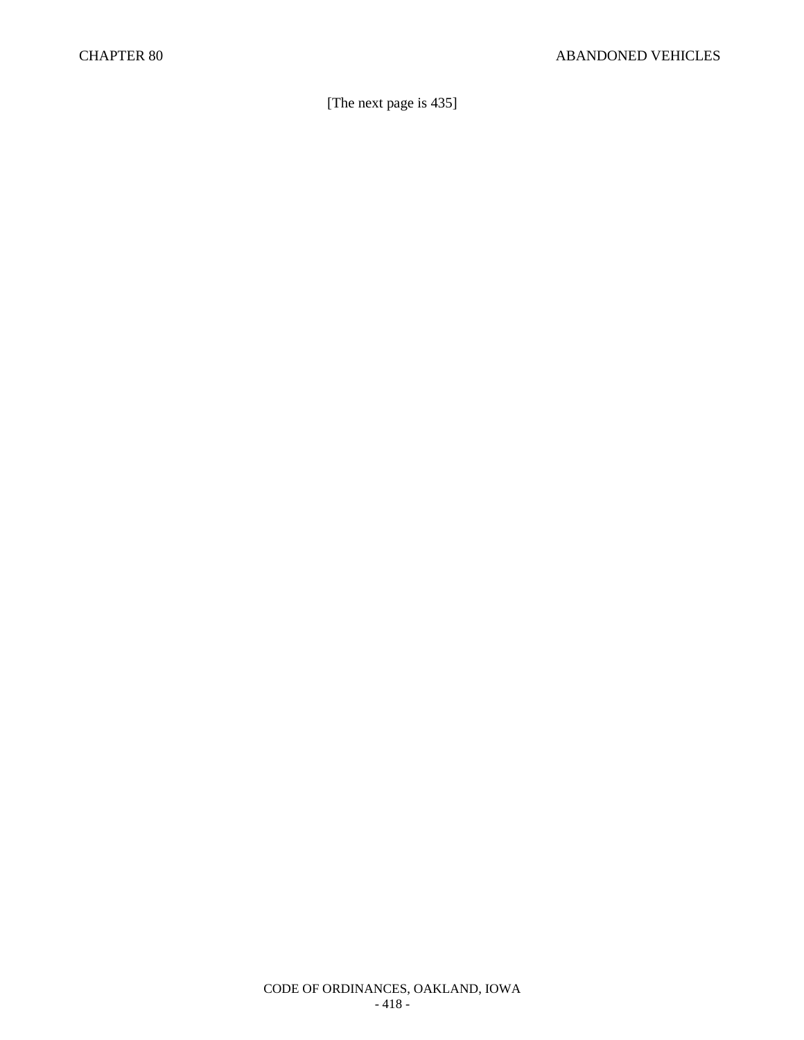[The next page is 435]